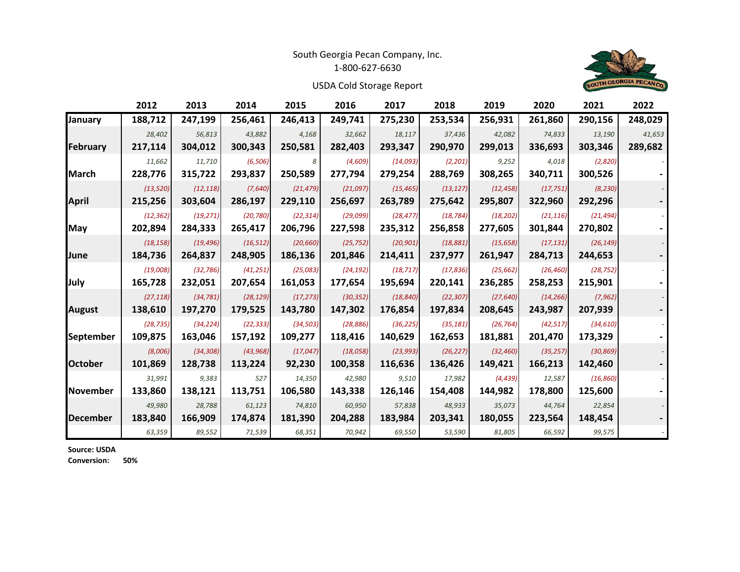South Georgia Pecan Company, Inc.

1-800-627-6630

USDA Cold Storage Report

| | 2012 | 2013 | 2014 | 2015 | 2016 | 2017 | 2018 | 2019 | 2020 | 2021 | 2022 |
|---|---|---|---|---|---|---|---|---|---|---|---|
| **January** | **188,712** | **247,199** | **256,461** | **246,413** | **249,741** | **275,230** | **253,534** | **256,931** | **261,860** | **290,156** | **248,029** |
| | *28,402* | *56,813* | *43,882* | *4,168* | *32,662* | *18,117* | *37,436* | *42,082* | *74,833* | *13,190* | *41,653* |
| **February** | **217,114** | **304,012** | **300,343** | **250,581** | **282,403** | **293,347** | **290,970** | **299,013** | **336,693** | **303,346** | **289,682** |
| | *11,662* | *11,710* | *(6,506)* | *8* | *(4,609)* | *(14,093)* | *(2,201)* | *9,252* | *4,018* | *(2,820)* | *-* |
| **March** | **228,776** | **315,722** | **293,837** | **250,589** | **277,794** | **279,254** | **288,769** | **308,265** | **340,711** | **300,526** | **-** |
| | *(13,520)* | *(12,118)* | *(7,640)* | *(21,479)* | *(21,097)* | *(15,465)* | *(13,127)* | *(12,458)* | *(17,751)* | *(8,230)* | *-* |
| **April** | **215,256** | **303,604** | **286,197** | **229,110** | **256,697** | **263,789** | **275,642** | **295,807** | **322,960** | **292,296** | **-** |
| | *(12,362)* | *(19,271)* | *(20,780)* | *(22,314)* | *(29,099)* | *(28,477)* | *(18,784)* | *(18,202)* | *(21,116)* | *(21,494)* | *-* |
| **May** | **202,894** | **284,333** | **265,417** | **206,796** | **227,598** | **235,312** | **256,858** | **277,605** | **301,844** | **270,802** | **-** |
| | *(18,158)* | *(19,496)* | *(16,512)* | *(20,660)* | *(25,752)* | *(20,901)* | *(18,881)* | *(15,658)* | *(17,131)* | *(26,149)* | *-* |
| **June** | **184,736** | **264,837** | **248,905** | **186,136** | **201,846** | **214,411** | **237,977** | **261,947** | **284,713** | **244,653** | **-** |
| | *(19,008)* | *(32,786)* | *(41,251)* | *(25,083)* | *(24,192)* | *(18,717)* | *(17,836)* | *(25,662)* | *(26,460)* | *(28,752)* | *-* |
| **July** | **165,728** | **232,051** | **207,654** | **161,053** | **177,654** | **195,694** | **220,141** | **236,285** | **258,253** | **215,901** | **-** |
| | *(27,118)* | *(34,781)* | *(28,129)* | *(17,273)* | *(30,352)* | *(18,840)* | *(22,307)* | *(27,640)* | *(14,266)* | *(7,962)* | *-* |
| **August** | **138,610** | **197,270** | **179,525** | **143,780** | **147,302** | **176,854** | **197,834** | **208,645** | **243,987** | **207,939** | **-** |
| | *(28,735)* | *(34,224)* | *(22,333)* | *(34,503)* | *(28,886)* | *(36,225)* | *(35,181)* | *(26,764)* | *(42,517)* | *(34,610)* | *-* |
| **September** | **109,875** | **163,046** | **157,192** | **109,277** | **118,416** | **140,629** | **162,653** | **181,881** | **201,470** | **173,329** | **-** |
| | *(8,006)* | *(34,308)* | *(43,968)* | *(17,047)* | *(18,058)* | *(23,993)* | *(26,227)* | *(32,460)* | *(35,257)* | *(30,869)* | *-* |
| **October** | **101,869** | **128,738** | **113,224** | **92,230** | **100,358** | **116,636** | **136,426** | **149,421** | **166,213** | **142,460** | **-** |
| | *31,991* | *9,383* | *527* | *14,350* | *42,980* | *9,510* | *17,982* | *(4,439)* | *12,587* | *(16,860)* | *-* |
| **November** | **133,860** | **138,121** | **113,751** | **106,580** | **143,338** | **126,146** | **154,408** | **144,982** | **178,800** | **125,600** | **-** |
| | *49,980* | *28,788* | *61,123* | *74,810* | *60,950* | *57,838* | *48,933* | *35,073* | *44,764* | *22,854* | *-* |
| **December** | **183,840** | **166,909** | **174,874** | **181,390** | **204,288** | **183,984** | **203,341** | **180,055** | **223,564** | **148,454** | **-** |
| | *63,359* | *89,552* | *71,539* | *68,351* | *70,942* | *69,550* | *53,590* | *81,805* | *66,592* | *99,575* | *-* |

**Source: USDA**

**Conversion: 50%**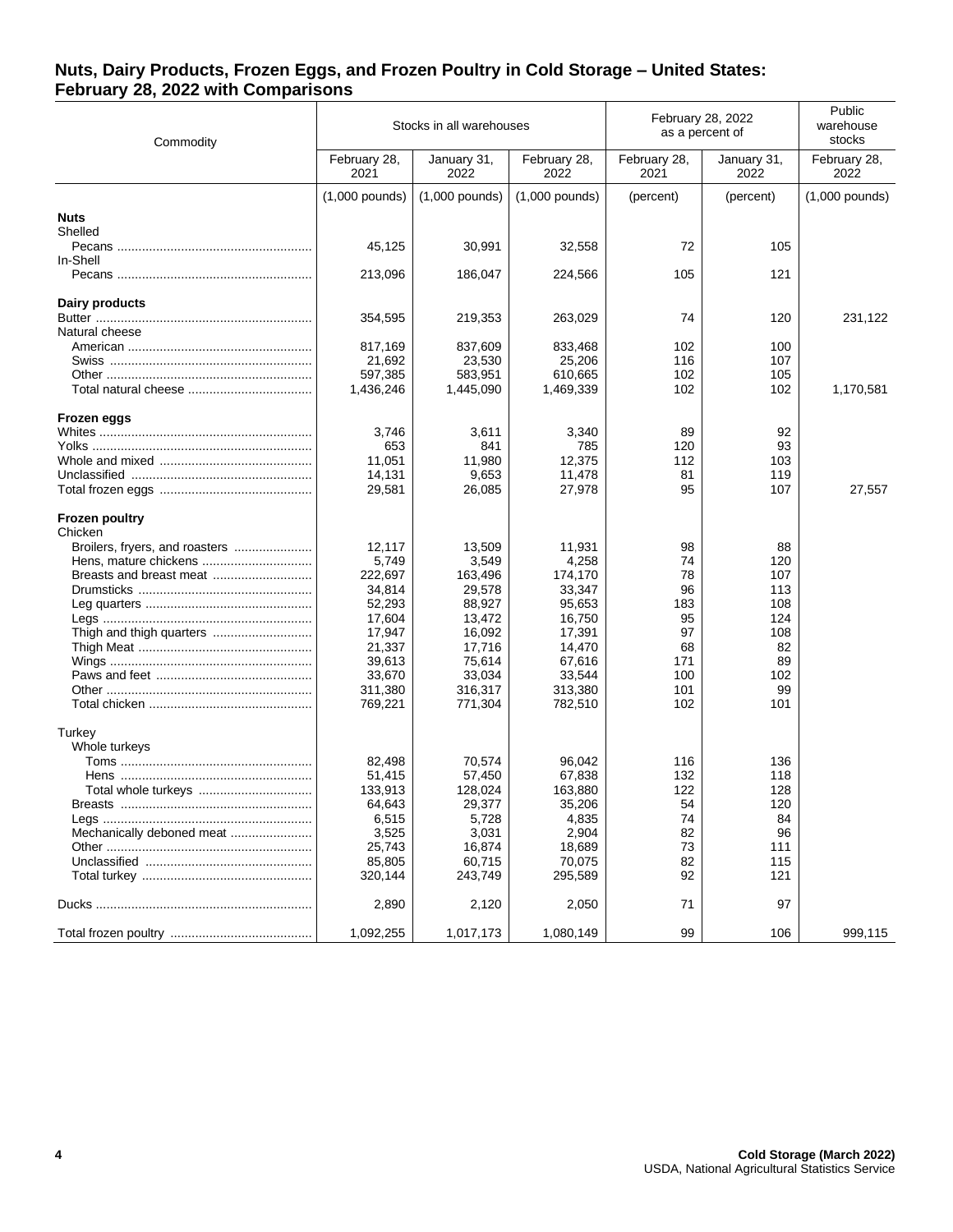## Nuts, Dairy Products, Frozen Eggs, and Frozen Poultry in Cold Storage – United States: February 28, 2022 with Comparisons

| Commodity | Stocks in all warehouses | | | February 28, 2022 as a percent of | | Public warehouse stocks |
|---|---|---|---|---|---|---|
| | February 28, 2021 | January 31, 2022 | February 28, 2022 | February 28, 2021 | January 31, 2022 | February 28, 2022 |
| | (1,000 pounds) | (1,000 pounds) | (1,000 pounds) | (percent) | (percent) | (1,000 pounds) |
| **Nuts** | | | | | | |
| Shelled | | | | | | |
| Pecans | 45,125 | 30,991 | 32,558 | 72 | 105 | |
| In-Shell | | | | | | |
| Pecans | 213,096 | 186,047 | 224,566 | 105 | 121 | |
| **Dairy products** | | | | | | |
| Butter | 354,595 | 219,353 | 263,029 | 74 | 120 | 231,122 |
| Natural cheese | | | | | | |
| American | 817,169 | 837,609 | 833,468 | 102 | 100 | |
| Swiss | 21,692 | 23,530 | 25,206 | 116 | 107 | |
| Other | 597,385 | 583,951 | 610,665 | 102 | 105 | |
| Total natural cheese | 1,436,246 | 1,445,090 | 1,469,339 | 102 | 102 | 1,170,581 |
| **Frozen eggs** | | | | | | |
| Whites | 3,746 | 3,611 | 3,340 | 89 | 92 | |
| Yolks | 653 | 841 | 785 | 120 | 93 | |
| Whole and mixed | 11,051 | 11,980 | 12,375 | 112 | 103 | |
| Unclassified | 14,131 | 9,653 | 11,478 | 81 | 119 | |
| Total frozen eggs | 29,581 | 26,085 | 27,978 | 95 | 107 | 27,557 |
| **Frozen poultry** | | | | | | |
| Chicken | | | | | | |
| Broilers, fryers, and roasters | 12,117 | 13,509 | 11,931 | 98 | 88 | |
| Hens, mature chickens | 5,749 | 3,549 | 4,258 | 74 | 120 | |
| Breasts and breast meat | 222,697 | 163,496 | 174,170 | 78 | 107 | |
| Drumsticks | 34,814 | 29,578 | 33,347 | 96 | 113 | |
| Leg quarters | 52,293 | 88,927 | 95,653 | 183 | 108 | |
| Legs | 17,604 | 13,472 | 16,750 | 95 | 124 | |
| Thigh and thigh quarters | 17,947 | 16,092 | 17,391 | 97 | 108 | |
| Thigh Meat | 21,337 | 17,716 | 14,470 | 68 | 82 | |
| Wings | 39,613 | 75,614 | 67,616 | 171 | 89 | |
| Paws and feet | 33,670 | 33,034 | 33,544 | 100 | 102 | |
| Other | 311,380 | 316,317 | 313,380 | 101 | 99 | |
| Total chicken | 769,221 | 771,304 | 782,510 | 102 | 101 | |
| Turkey | | | | | | |
| Whole turkeys | | | | | | |
| Toms | 82,498 | 70,574 | 96,042 | 116 | 136 | |
| Hens | 51,415 | 57,450 | 67,838 | 132 | 118 | |
| Total whole turkeys | 133,913 | 128,024 | 163,880 | 122 | 128 | |
| Breasts | 64,643 | 29,377 | 35,206 | 54 | 120 | |
| Legs | 6,515 | 5,728 | 4,835 | 74 | 84 | |
| Mechanically deboned meat | 3,525 | 3,031 | 2,904 | 82 | 96 | |
| Other | 25,743 | 16,874 | 18,689 | 73 | 111 | |
| Unclassified | 85,805 | 60,715 | 70,075 | 82 | 115 | |
| Total turkey | 320,144 | 243,749 | 295,589 | 92 | 121 | |
| Ducks | 2,890 | 2,120 | 2,050 | 71 | 97 | |
| Total frozen poultry | 1,092,255 | 1,017,173 | 1,080,149 | 99 | 106 | 999,115 |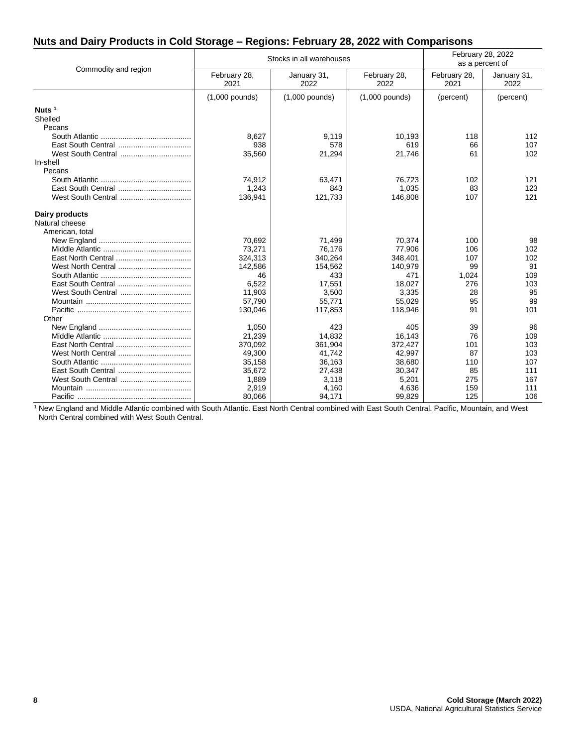## Nuts and Dairy Products in Cold Storage – Regions: February 28, 2022 with Comparisons

| Commodity and region | Stocks in all warehouses | | | February 28, 2022 as a percent of | |
|---|---|---|---|---|---|
| | February 28, 2021 | January 31, 2022 | February 28, 2022 | February 28, 2021 | January 31, 2022 |
| | (1,000 pounds) | (1,000 pounds) | (1,000 pounds) | (percent) | (percent) |
| **Nuts** [1] | | | | | |
| Shelled | | | | | |
| Pecans | | | | | |
| South Atlantic | 8,627 | 9,119 | 10,193 | 118 | 112 |
| East South Central | 938 | 578 | 619 | 66 | 107 |
| West South Central | 35,560 | 21,294 | 21,746 | 61 | 102 |
| In-shell | | | | | |
| Pecans | | | | | |
| South Atlantic | 74,912 | 63,471 | 76,723 | 102 | 121 |
| East South Central | 1,243 | 843 | 1,035 | 83 | 123 |
| West South Central | 136,941 | 121,733 | 146,808 | 107 | 121 |
| **Dairy products** | | | | | |
| Natural cheese | | | | | |
| American, total | | | | | |
| New England | 70,692 | 71,499 | 70,374 | 100 | 98 |
| Middle Atlantic | 73,271 | 76,176 | 77,906 | 106 | 102 |
| East North Central | 324,313 | 340,264 | 348,401 | 107 | 102 |
| West North Central | 142,586 | 154,562 | 140,979 | 99 | 91 |
| South Atlantic | 46 | 433 | 471 | 1,024 | 109 |
| East South Central | 6,522 | 17,551 | 18,027 | 276 | 103 |
| West South Central | 11,903 | 3,500 | 3,335 | 28 | 95 |
| Mountain | 57,790 | 55,771 | 55,029 | 95 | 99 |
| Pacific | 130,046 | 117,853 | 118,946 | 91 | 101 |
| Other | | | | | |
| New England | 1,050 | 423 | 405 | 39 | 96 |
| Middle Atlantic | 21,239 | 14,832 | 16,143 | 76 | 109 |
| East North Central | 370,092 | 361,904 | 372,427 | 101 | 103 |
| West North Central | 49,300 | 41,742 | 42,997 | 87 | 103 |
| South Atlantic | 35,158 | 36,163 | 38,680 | 110 | 107 |
| East South Central | 35,672 | 27,438 | 30,347 | 85 | 111 |
| West South Central | 1,889 | 3,118 | 5,201 | 275 | 167 |
| Mountain | 2,919 | 4,160 | 4,636 | 159 | 111 |
| Pacific | 80,066 | 94,171 | 99,829 | 125 | 106 |

[1] New England and Middle Atlantic combined with South Atlantic. East North Central combined with East South Central. Pacific, Mountain, and West North Central combined with West South Central.